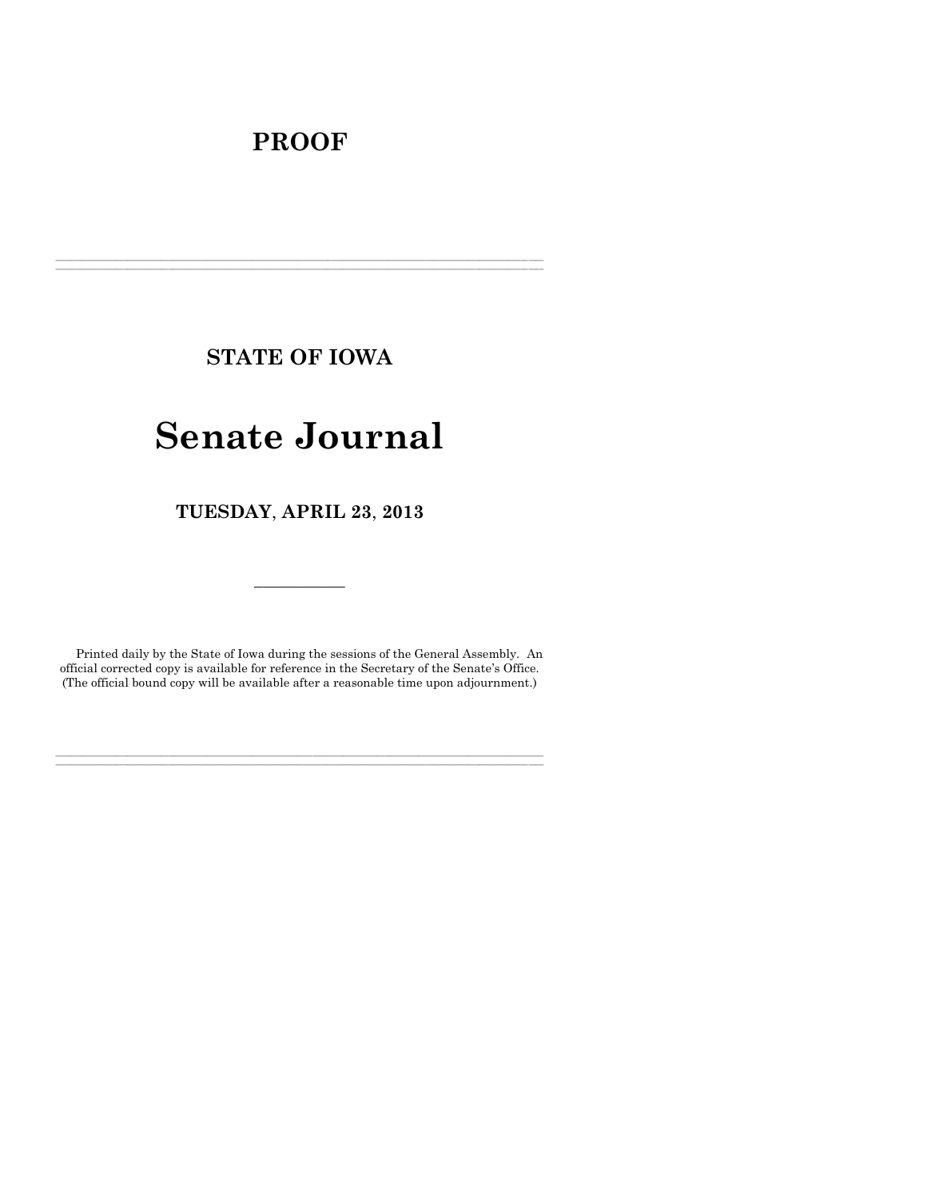# PROOF

---

## STATE OF IOWA

# Senate Journal

## TUESDAY, APRIL 23, 2013

---

Printed daily by the State of Iowa during the sessions of the General Assembly. An official corrected copy is available for reference in the Secretary of the Senate's Office. (The official bound copy will be available after a reasonable time upon adjournment.)

---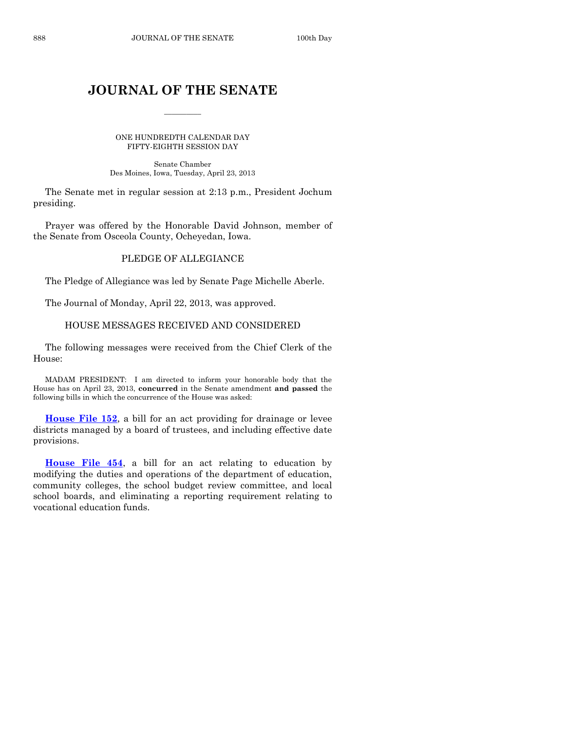# JOURNAL OF THE SENATE

ONE HUNDREDTH CALENDAR DAY
FIFTY-EIGHTH SESSION DAY

Senate Chamber
Des Moines, Iowa, Tuesday, April 23, 2013

The Senate met in regular session at 2:13 p.m., President Jochum presiding.

Prayer was offered by the Honorable David Johnson, member of the Senate from Osceola County, Ocheyedan, Iowa.

## PLEDGE OF ALLEGIANCE

The Pledge of Allegiance was led by Senate Page Michelle Aberle.

The Journal of Monday, April 22, 2013, was approved.

## HOUSE MESSAGES RECEIVED AND CONSIDERED

The following messages were received from the Chief Clerk of the House:

MADAM PRESIDENT: I am directed to inform your honorable body that the House has on April 23, 2013, **concurred** in the Senate amendment **and passed** the following bills in which the concurrence of the House was asked:

**House File 152**, a bill for an act providing for drainage or levee districts managed by a board of trustees, and including effective date provisions.

**House File 454**, a bill for an act relating to education by modifying the duties and operations of the department of education, community colleges, the school budget review committee, and local school boards, and eliminating a reporting requirement relating to vocational education funds.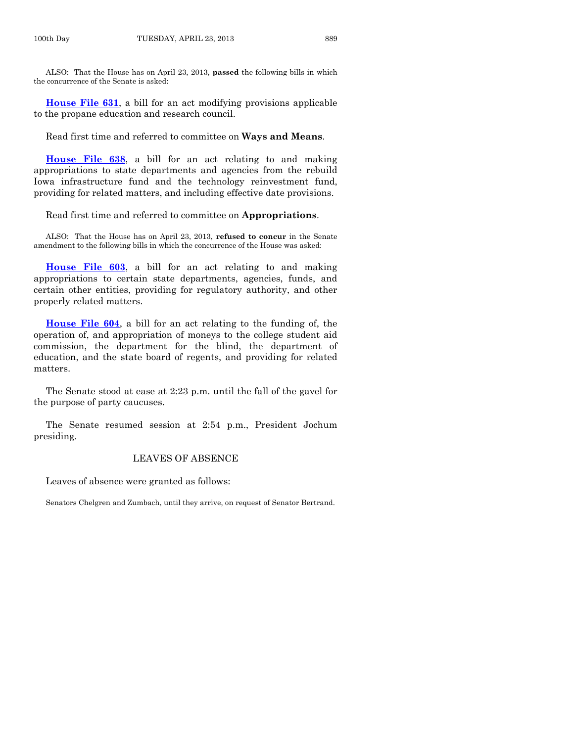ALSO: That the House has on April 23, 2013, **passed** the following bills in which the concurrence of the Senate is asked:

**House File 631**, a bill for an act modifying provisions applicable to the propane education and research council.

Read first time and referred to committee on **Ways and Means**.

**House File 638**, a bill for an act relating to and making appropriations to state departments and agencies from the rebuild Iowa infrastructure fund and the technology reinvestment fund, providing for related matters, and including effective date provisions.

Read first time and referred to committee on **Appropriations**.

ALSO: That the House has on April 23, 2013, **refused to concur** in the Senate amendment to the following bills in which the concurrence of the House was asked:

**House File 603**, a bill for an act relating to and making appropriations to certain state departments, agencies, funds, and certain other entities, providing for regulatory authority, and other properly related matters.

**House File 604**, a bill for an act relating to the funding of, the operation of, and appropriation of moneys to the college student aid commission, the department for the blind, the department of education, and the state board of regents, and providing for related matters.

The Senate stood at ease at 2:23 p.m. until the fall of the gavel for the purpose of party caucuses.

The Senate resumed session at 2:54 p.m., President Jochum presiding.

## LEAVES OF ABSENCE

Leaves of absence were granted as follows:

Senators Chelgren and Zumbach, until they arrive, on request of Senator Bertrand.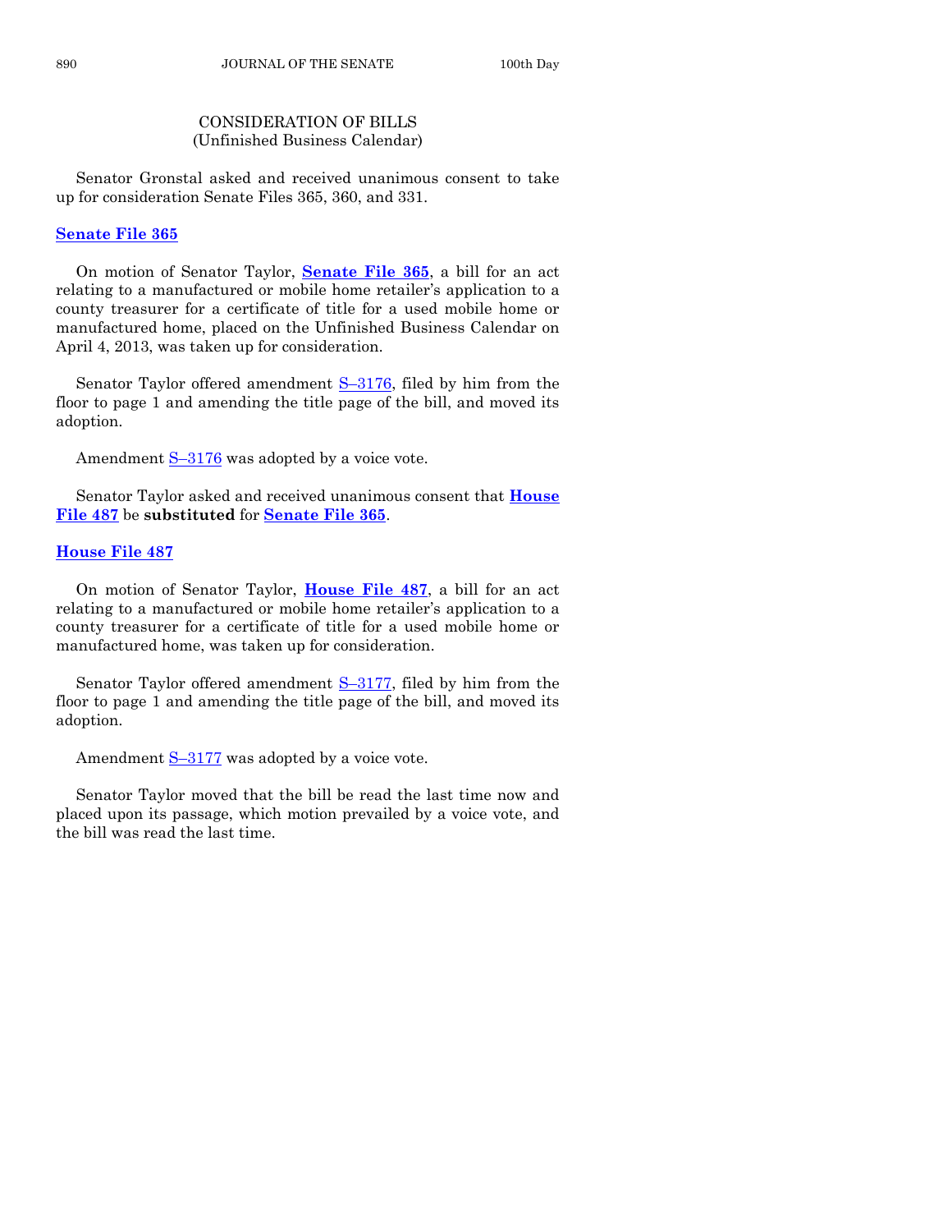## CONSIDERATION OF BILLS
(Unfinished Business Calendar)

Senator Gronstal asked and received unanimous consent to take up for consideration Senate Files 365, 360, and 331.

### Senate File 365

On motion of Senator Taylor, **Senate File 365**, a bill for an act relating to a manufactured or mobile home retailer's application to a county treasurer for a certificate of title for a used mobile home or manufactured home, placed on the Unfinished Business Calendar on April 4, 2013, was taken up for consideration.

Senator Taylor offered amendment S–3176, filed by him from the floor to page 1 and amending the title page of the bill, and moved its adoption.

Amendment S–3176 was adopted by a voice vote.

Senator Taylor asked and received unanimous consent that **House File 487** be **substituted** for **Senate File 365**.

### House File 487

On motion of Senator Taylor, **House File 487**, a bill for an act relating to a manufactured or mobile home retailer's application to a county treasurer for a certificate of title for a used mobile home or manufactured home, was taken up for consideration.

Senator Taylor offered amendment S–3177, filed by him from the floor to page 1 and amending the title page of the bill, and moved its adoption.

Amendment S–3177 was adopted by a voice vote.

Senator Taylor moved that the bill be read the last time now and placed upon its passage, which motion prevailed by a voice vote, and the bill was read the last time.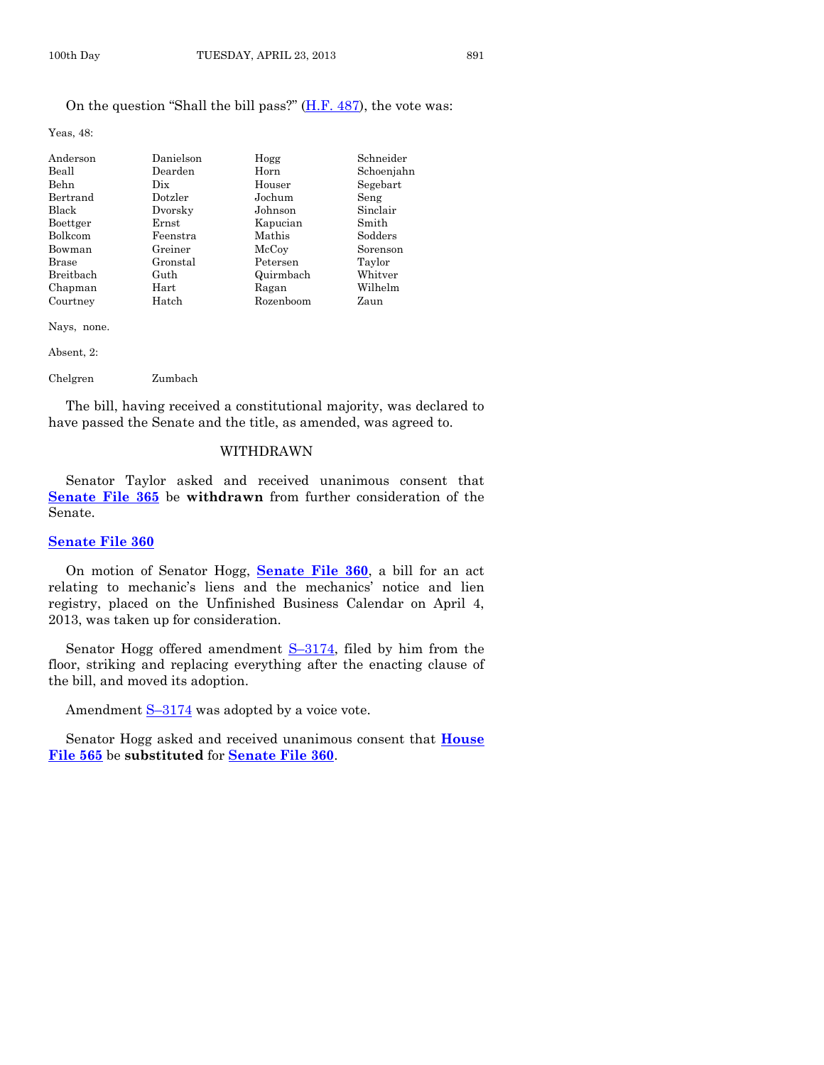On the question "Shall the bill pass?" (H.F. 487), the vote was:

Yeas, 48:

| | | | |
|---|---|---|---|
| Anderson | Danielson | Hogg | Schneider |
| Beall | Dearden | Horn | Schoenjahn |
| Behn | Dix | Houser | Segebart |
| Bertrand | Dotzler | Jochum | Seng |
| Black | Dvorsky | Johnson | Sinclair |
| Boettger | Ernst | Kapucian | Smith |
| Bolkcom | Feenstra | Mathis | Sodders |
| Bowman | Greiner | McCoy | Sorenson |
| Brase | Gronstal | Petersen | Taylor |
| Breitbach | Guth | Quirmbach | Whitver |
| Chapman | Hart | Ragan | Wilhelm |
| Courtney | Hatch | Rozenboom | Zaun |

Nays, none.

Absent, 2:

| | |
|---|---|
| Chelgren | Zumbach |

The bill, having received a constitutional majority, was declared to have passed the Senate and the title, as amended, was agreed to.

WITHDRAWN

Senator Taylor asked and received unanimous consent that **Senate File 365** be **withdrawn** from further consideration of the Senate.

**Senate File 360**

On motion of Senator Hogg, **Senate File 360**, a bill for an act relating to mechanic's liens and the mechanics' notice and lien registry, placed on the Unfinished Business Calendar on April 4, 2013, was taken up for consideration.

Senator Hogg offered amendment S–3174, filed by him from the floor, striking and replacing everything after the enacting clause of the bill, and moved its adoption.

Amendment S–3174 was adopted by a voice vote.

Senator Hogg asked and received unanimous consent that **House File 565** be **substituted** for **Senate File 360**.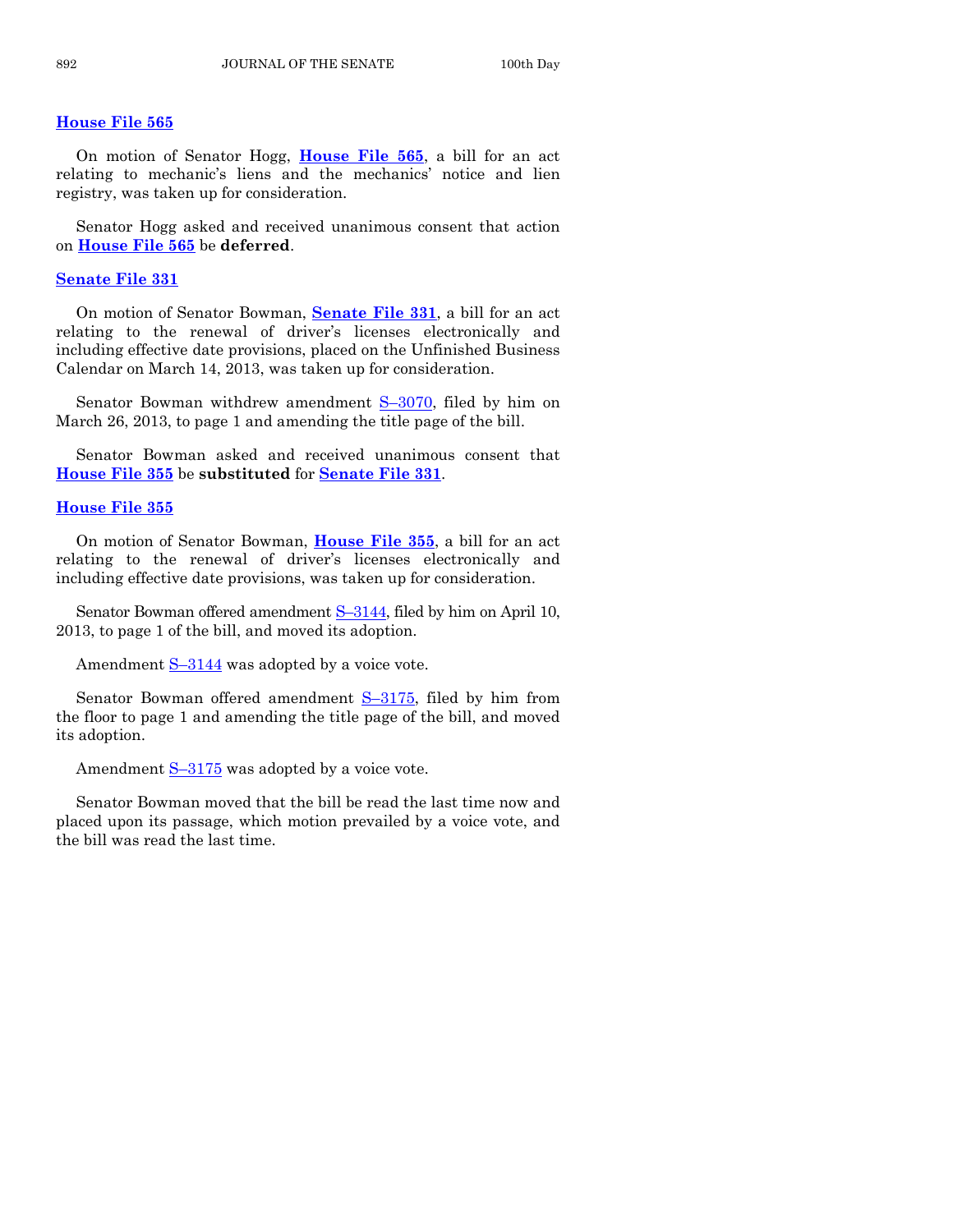## House File 565

On motion of Senator Hogg, **House File 565**, a bill for an act relating to mechanic's liens and the mechanics' notice and lien registry, was taken up for consideration.

Senator Hogg asked and received unanimous consent that action on **House File 565** be **deferred**.

## Senate File 331

On motion of Senator Bowman, **Senate File 331**, a bill for an act relating to the renewal of driver's licenses electronically and including effective date provisions, placed on the Unfinished Business Calendar on March 14, 2013, was taken up for consideration.

Senator Bowman withdrew amendment S–3070, filed by him on March 26, 2013, to page 1 and amending the title page of the bill.

Senator Bowman asked and received unanimous consent that **House File 355** be **substituted** for **Senate File 331**.

## House File 355

On motion of Senator Bowman, **House File 355**, a bill for an act relating to the renewal of driver's licenses electronically and including effective date provisions, was taken up for consideration.

Senator Bowman offered amendment S–3144, filed by him on April 10, 2013, to page 1 of the bill, and moved its adoption.

Amendment S–3144 was adopted by a voice vote.

Senator Bowman offered amendment S–3175, filed by him from the floor to page 1 and amending the title page of the bill, and moved its adoption.

Amendment S–3175 was adopted by a voice vote.

Senator Bowman moved that the bill be read the last time now and placed upon its passage, which motion prevailed by a voice vote, and the bill was read the last time.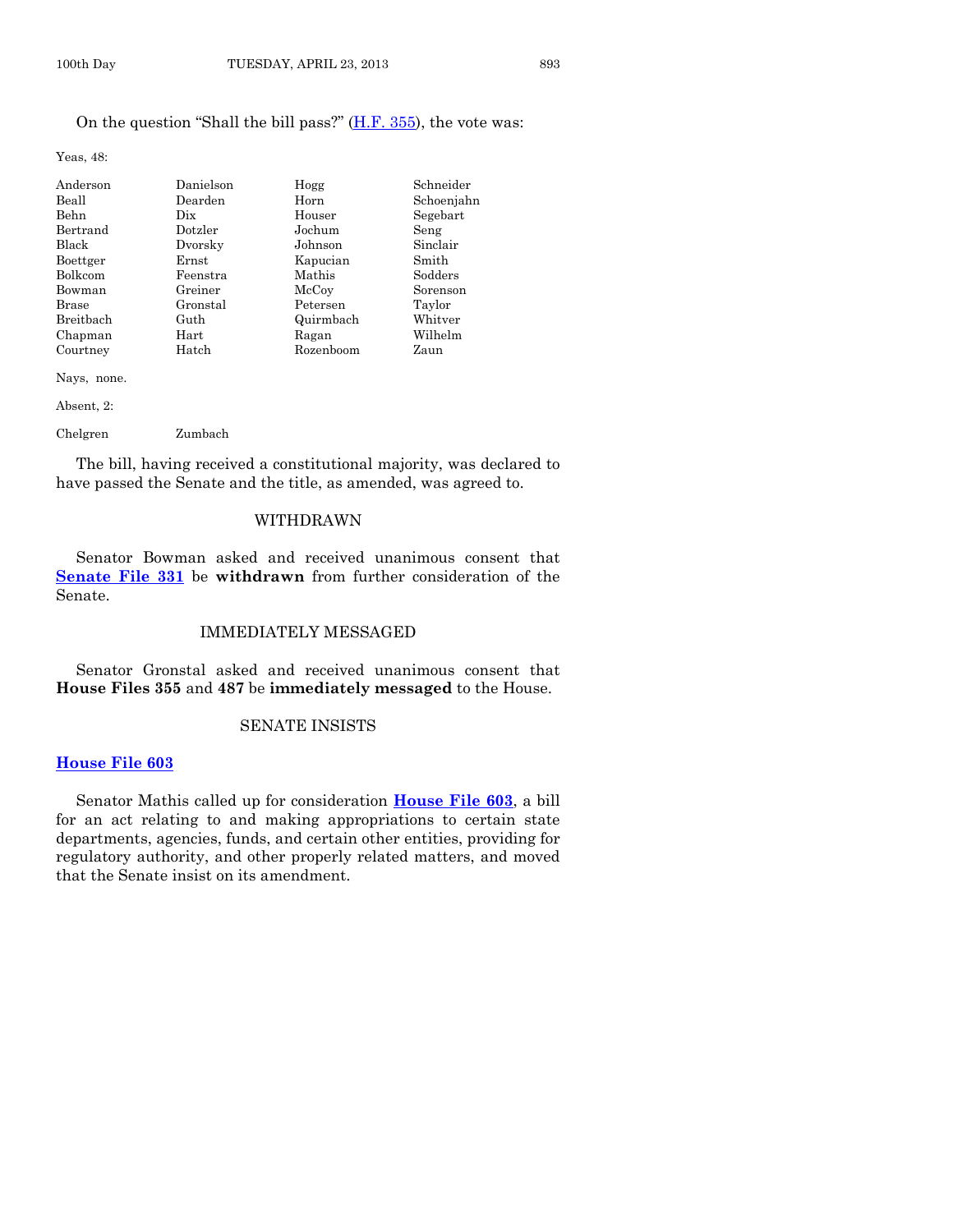On the question "Shall the bill pass?" (H.F. 355), the vote was:

Yeas, 48:

| | | | |
|---|---|---|---|
| Anderson | Danielson | Hogg | Schneider |
| Beall | Dearden | Horn | Schoenjahn |
| Behn | Dix | Houser | Segebart |
| Bertrand | Dotzler | Jochum | Seng |
| Black | Dvorsky | Johnson | Sinclair |
| Boettger | Ernst | Kapucian | Smith |
| Bolkcom | Feenstra | Mathis | Sodders |
| Bowman | Greiner | McCoy | Sorenson |
| Brase | Gronstal | Petersen | Taylor |
| Breitbach | Guth | Quirmbach | Whitver |
| Chapman | Hart | Ragan | Wilhelm |
| Courtney | Hatch | Rozenboom | Zaun |

Nays, none.

Absent, 2:

Chelgren Zumbach

The bill, having received a constitutional majority, was declared to have passed the Senate and the title, as amended, was agreed to.

## WITHDRAWN

Senator Bowman asked and received unanimous consent that **Senate File 331** be **withdrawn** from further consideration of the Senate.

## IMMEDIATELY MESSAGED

Senator Gronstal asked and received unanimous consent that **House Files 355** and **487** be **immediately messaged** to the House.

## SENATE INSISTS

**House File 603**

Senator Mathis called up for consideration **House File 603**, a bill for an act relating to and making appropriations to certain state departments, agencies, funds, and certain other entities, providing for regulatory authority, and other properly related matters, and moved that the Senate insist on its amendment.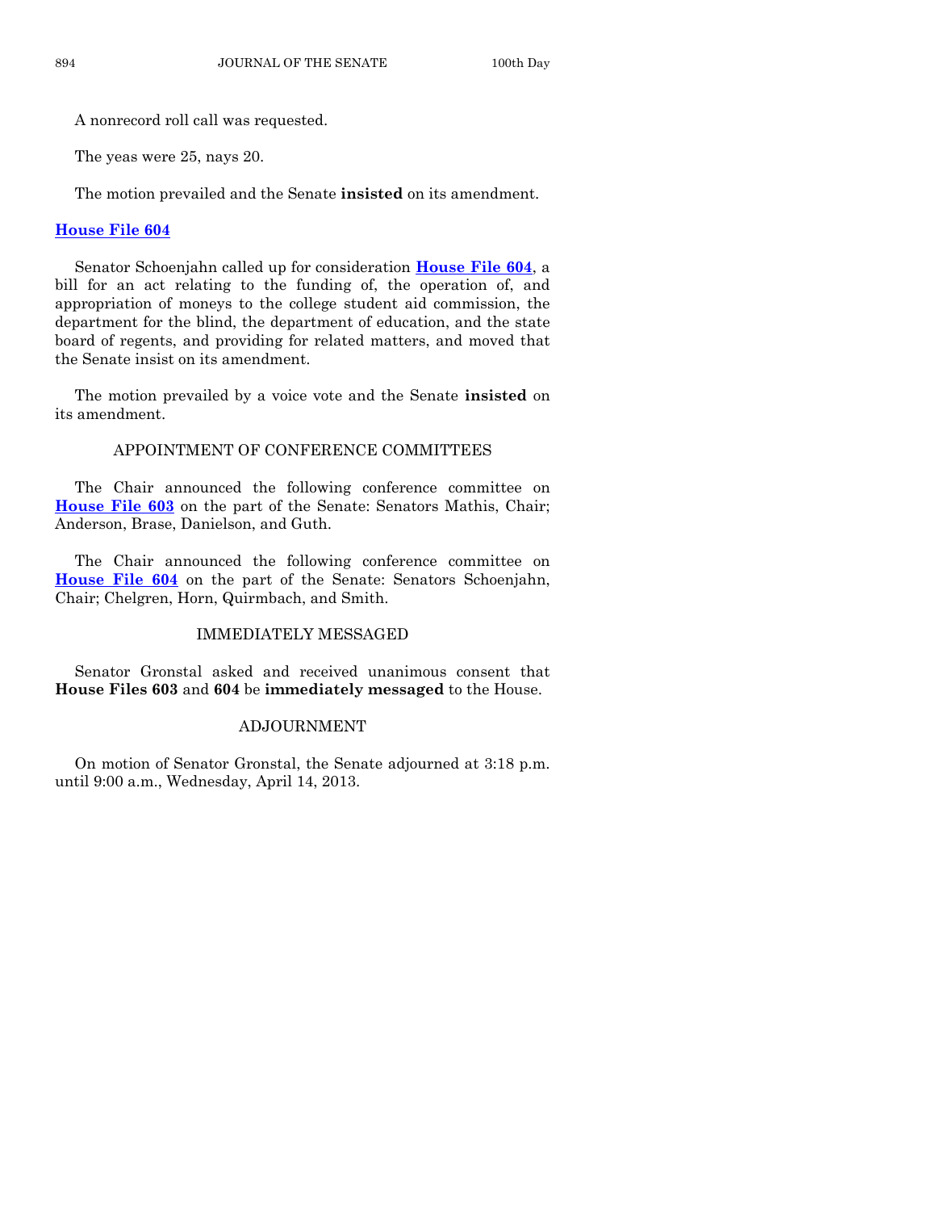A nonrecord roll call was requested.

The yeas were 25, nays 20.

The motion prevailed and the Senate **insisted** on its amendment.

## House File 604

Senator Schoenjahn called up for consideration **House File 604**, a bill for an act relating to the funding of, the operation of, and appropriation of moneys to the college student aid commission, the department for the blind, the department of education, and the state board of regents, and providing for related matters, and moved that the Senate insist on its amendment.

The motion prevailed by a voice vote and the Senate **insisted** on its amendment.

## APPOINTMENT OF CONFERENCE COMMITTEES

The Chair announced the following conference committee on **House File 603** on the part of the Senate: Senators Mathis, Chair; Anderson, Brase, Danielson, and Guth.

The Chair announced the following conference committee on **House File 604** on the part of the Senate: Senators Schoenjahn, Chair; Chelgren, Horn, Quirmbach, and Smith.

## IMMEDIATELY MESSAGED

Senator Gronstal asked and received unanimous consent that **House Files 603** and **604** be **immediately messaged** to the House.

## ADJOURNMENT

On motion of Senator Gronstal, the Senate adjourned at 3:18 p.m. until 9:00 a.m., Wednesday, April 14, 2013.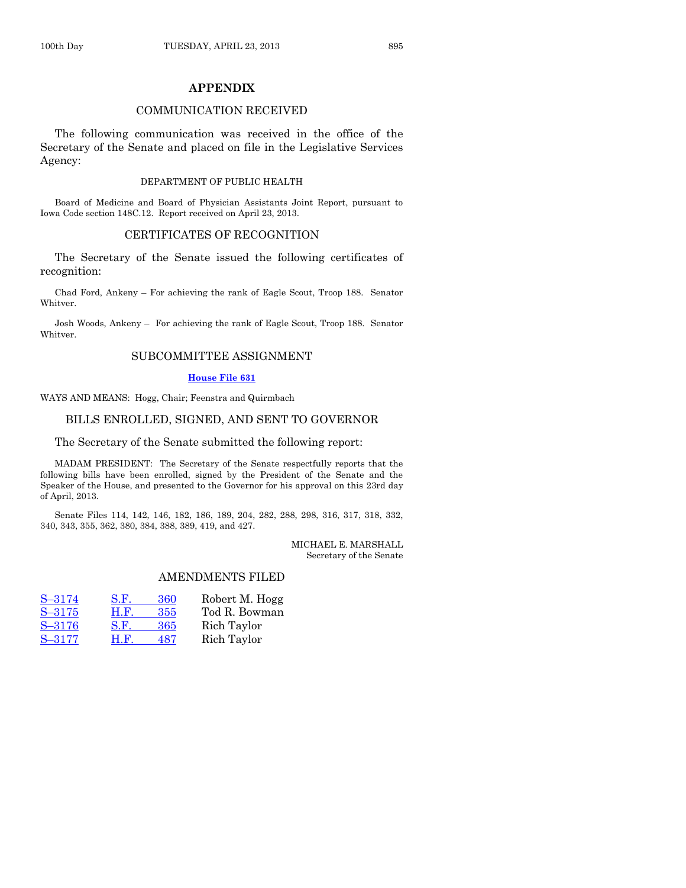## APPENDIX

### COMMUNICATION RECEIVED

The following communication was received in the office of the Secretary of the Senate and placed on file in the Legislative Services Agency:

DEPARTMENT OF PUBLIC HEALTH

Board of Medicine and Board of Physician Assistants Joint Report, pursuant to Iowa Code section 148C.12. Report received on April 23, 2013.

### CERTIFICATES OF RECOGNITION

The Secretary of the Senate issued the following certificates of recognition:

Chad Ford, Ankeny – For achieving the rank of Eagle Scout, Troop 188. Senator Whitver.

Josh Woods, Ankeny – For achieving the rank of Eagle Scout, Troop 188. Senator Whitver.

### SUBCOMMITTEE ASSIGNMENT

**House File 631**

WAYS AND MEANS: Hogg, Chair; Feenstra and Quirmbach

### BILLS ENROLLED, SIGNED, AND SENT TO GOVERNOR

The Secretary of the Senate submitted the following report:

MADAM PRESIDENT: The Secretary of the Senate respectfully reports that the following bills have been enrolled, signed by the President of the Senate and the Speaker of the House, and presented to the Governor for his approval on this 23rd day of April, 2013.

Senate Files 114, 142, 146, 182, 186, 189, 204, 282, 288, 298, 316, 317, 318, 332, 340, 343, 355, 362, 380, 384, 388, 389, 419, and 427.

MICHAEL E. MARSHALL
Secretary of the Senate

### AMENDMENTS FILED

| | | | |
|---|---|---|---|
| S–3174 | S.F. | 360 | Robert M. Hogg |
| S–3175 | H.F. | 355 | Tod R. Bowman |
| S–3176 | S.F. | 365 | Rich Taylor |
| S–3177 | H.F. | 487 | Rich Taylor |